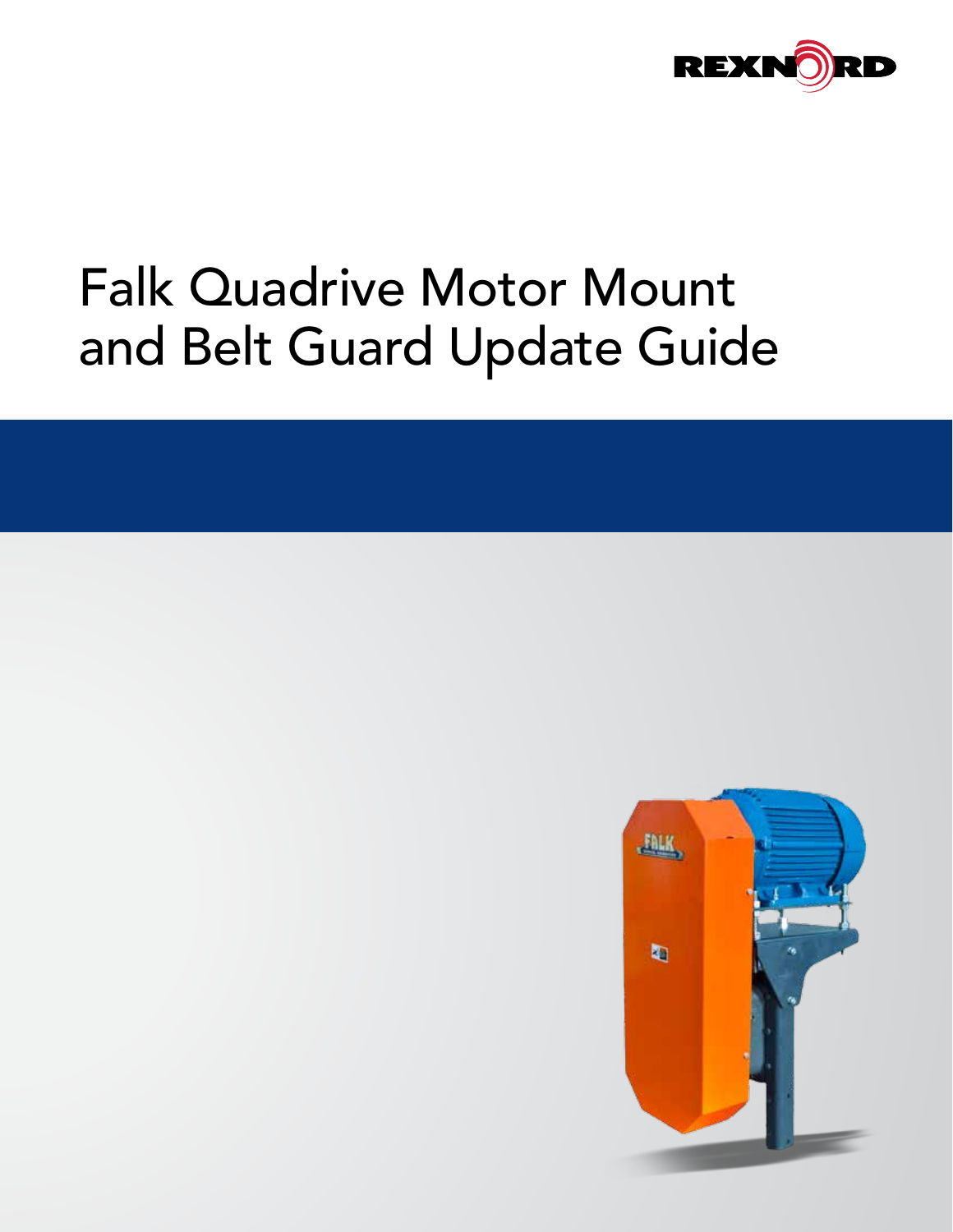# Falk Quadrive Motor Mount and Belt Guard Update Guide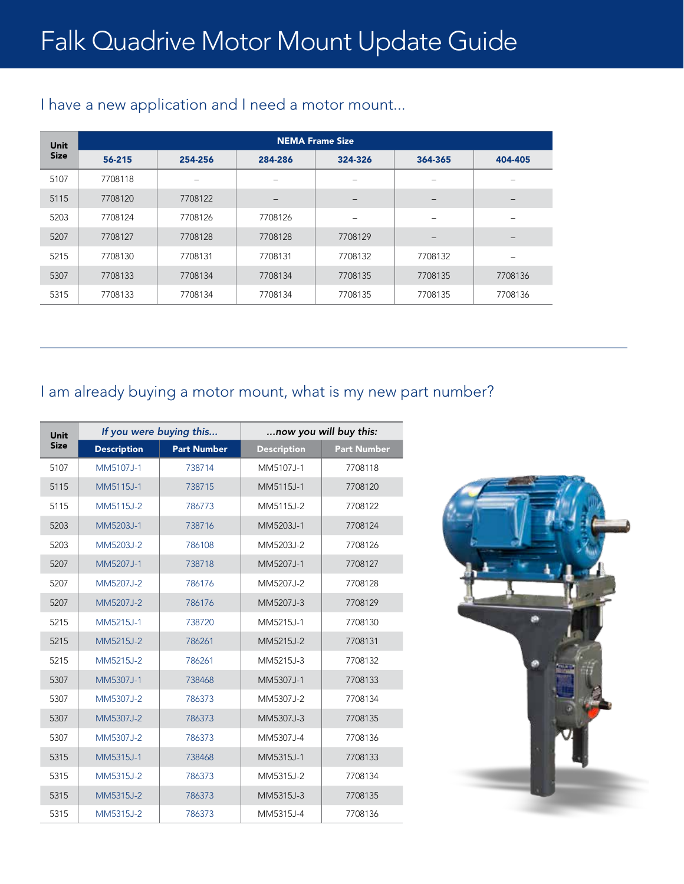# Falk Quadrive Motor Mount Update Guide

## I have a new application and I need a motor mount...

| Unit Size | NEMA Frame Size | | | | | |
|---|---|---|---|---|---|---|
| | 56-215 | 254-256 | 284-286 | 324-326 | 364-365 | 404-405 |
| 5107 | 7708118 | – | – | – | – | – |
| 5115 | 7708120 | 7708122 | – | – | – | – |
| 5203 | 7708124 | 7708126 | 7708126 | – | – | – |
| 5207 | 7708127 | 7708128 | 7708128 | 7708129 | – | – |
| 5215 | 7708130 | 7708131 | 7708131 | 7708132 | 7708132 | – |
| 5307 | 7708133 | 7708134 | 7708134 | 7708135 | 7708135 | 7708136 |
| 5315 | 7708133 | 7708134 | 7708134 | 7708135 | 7708135 | 7708136 |

## I am already buying a motor mount, what is my new part number?

| Unit Size | *If you were buying this...* | | *...now you will buy this:* | |
|---|---|---|---|---|
| | Description | Part Number | Description | Part Number |
| 5107 | MM5107J-1 | 738714 | MM5107J-1 | 7708118 |
| 5115 | MM5115J-1 | 738715 | MM5115J-1 | 7708120 |
| 5115 | MM5115J-2 | 786773 | MM5115J-2 | 7708122 |
| 5203 | MM5203J-1 | 738716 | MM5203J-1 | 7708124 |
| 5203 | MM5203J-2 | 786108 | MM5203J-2 | 7708126 |
| 5207 | MM5207J-1 | 738718 | MM5207J-1 | 7708127 |
| 5207 | MM5207J-2 | 786176 | MM5207J-2 | 7708128 |
| 5207 | MM5207J-2 | 786176 | MM5207J-3 | 7708129 |
| 5215 | MM5215J-1 | 738720 | MM5215J-1 | 7708130 |
| 5215 | MM5215J-2 | 786261 | MM5215J-2 | 7708131 |
| 5215 | MM5215J-2 | 786261 | MM5215J-3 | 7708132 |
| 5307 | MM5307J-1 | 738468 | MM5307J-1 | 7708133 |
| 5307 | MM5307J-2 | 786373 | MM5307J-2 | 7708134 |
| 5307 | MM5307J-2 | 786373 | MM5307J-3 | 7708135 |
| 5307 | MM5307J-2 | 786373 | MM5307J-4 | 7708136 |
| 5315 | MM5315J-1 | 738468 | MM5315J-1 | 7708133 |
| 5315 | MM5315J-2 | 786373 | MM5315J-2 | 7708134 |
| 5315 | MM5315J-2 | 786373 | MM5315J-3 | 7708135 |
| 5315 | MM5315J-2 | 786373 | MM5315J-4 | 7708136 |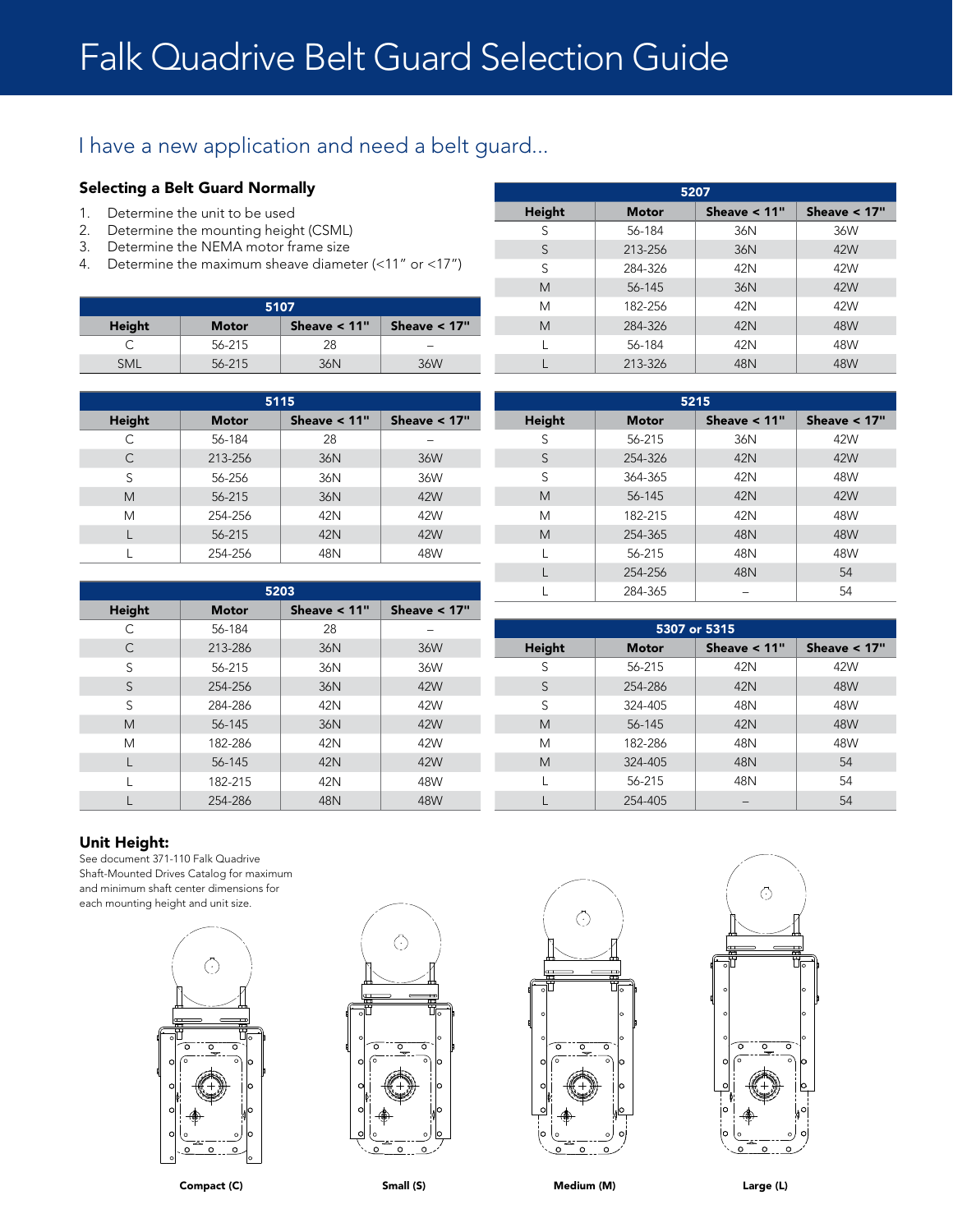# Falk Quadrive Belt Guard Selection Guide

## I have a new application and need a belt guard...

### Selecting a Belt Guard Normally

1. Determine the unit to be used
2. Determine the mounting height (CSML)
3. Determine the NEMA motor frame size
4. Determine the maximum sheave diameter (<11" or <17")

| 5107 | | | |
|---|---|---|---|
| Height | Motor | Sheave < 11" | Sheave < 17" |
| C | 56-215 | 28 | – |
| SML | 56-215 | 36N | 36W |

| 5115 | | | |
|---|---|---|---|
| Height | Motor | Sheave < 11" | Sheave < 17" |
| C | 56-184 | 28 | – |
| C | 213-256 | 36N | 36W |
| S | 56-256 | 36N | 36W |
| M | 56-215 | 36N | 42W |
| M | 254-256 | 42N | 42W |
| L | 56-215 | 42N | 42W |
| L | 254-256 | 48N | 48W |

| 5203 | | | |
|---|---|---|---|
| Height | Motor | Sheave < 11" | Sheave < 17" |
| C | 56-184 | 28 | – |
| C | 213-286 | 36N | 36W |
| S | 56-215 | 36N | 36W |
| S | 254-256 | 36N | 42W |
| S | 284-286 | 42N | 42W |
| M | 56-145 | 36N | 42W |
| M | 182-286 | 42N | 42W |
| L | 56-145 | 42N | 42W |
| L | 182-215 | 42N | 48W |
| L | 254-286 | 48N | 48W |

| 5207 | | | |
|---|---|---|---|
| Height | Motor | Sheave < 11" | Sheave < 17" |
| S | 56-184 | 36N | 36W |
| S | 213-256 | 36N | 42W |
| S | 284-326 | 42N | 42W |
| M | 56-145 | 36N | 42W |
| M | 182-256 | 42N | 42W |
| M | 284-326 | 42N | 48W |
| L | 56-184 | 42N | 48W |
| L | 213-326 | 48N | 48W |

| 5215 | | | |
|---|---|---|---|
| Height | Motor | Sheave < 11" | Sheave < 17" |
| S | 56-215 | 36N | 42W |
| S | 254-326 | 42N | 42W |
| S | 364-365 | 42N | 48W |
| M | 56-145 | 42N | 42W |
| M | 182-215 | 42N | 48W |
| M | 254-365 | 48N | 48W |
| L | 56-215 | 48N | 48W |
| L | 254-256 | 48N | 54 |
| L | 284-365 | – | 54 |

| 5307 or 5315 | | | |
|---|---|---|---|
| Height | Motor | Sheave < 11" | Sheave < 17" |
| S | 56-215 | 42N | 42W |
| S | 254-286 | 42N | 48W |
| S | 324-405 | 48N | 48W |
| M | 56-145 | 42N | 48W |
| M | 182-286 | 48N | 48W |
| M | 324-405 | 48N | 54 |
| L | 56-215 | 48N | 54 |
| L | 254-405 | – | 54 |

### Unit Height:

See document 371-110 Falk Quadrive Shaft-Mounted Drives Catalog for maximum and minimum shaft center dimensions for each mounting height and unit size.

**Compact (C)** **Small (S)** **Medium (M)** **Large (L)**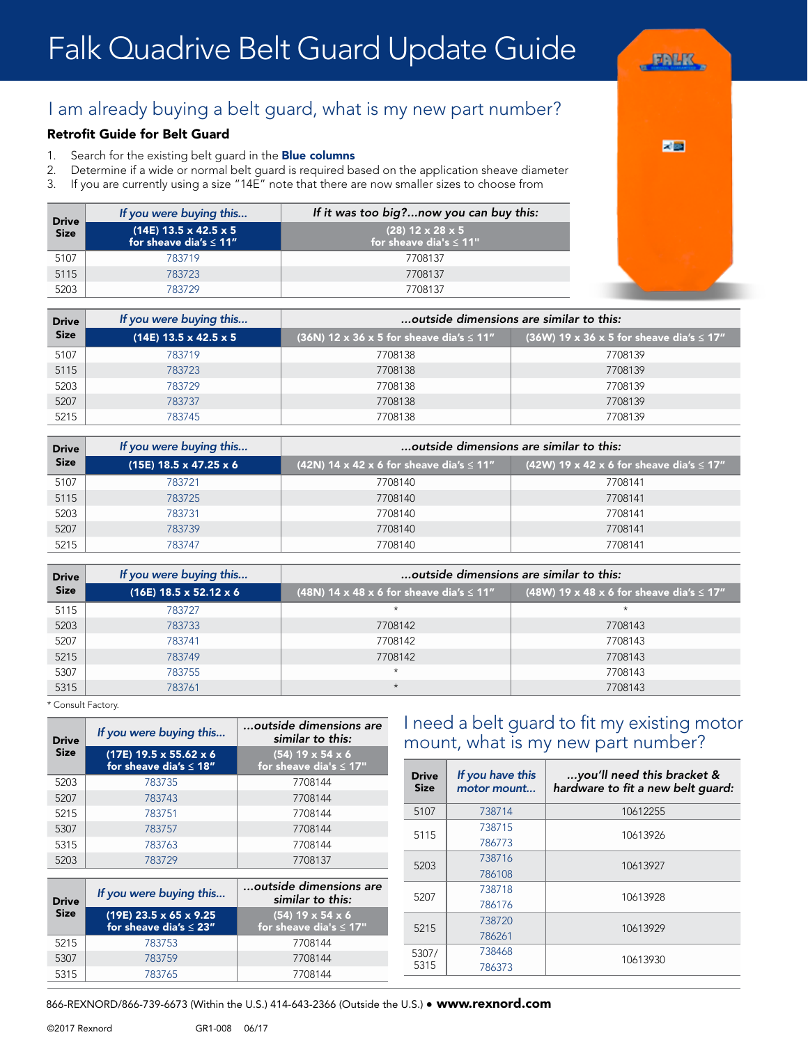# Falk Quadrive Belt Guard Update Guide

## I am already buying a belt guard, what is my new part number?

### Retrofit Guide for Belt Guard

1. Search for the existing belt guard in the **Blue columns**
2. Determine if a wide or normal belt guard is required based on the application sheave diameter
3. If you are currently using a size "14E" note that there are now smaller sizes to choose from

| Drive Size | *If you were buying this...* | *If it was too big?...now you can buy this:* |
|---|---|---|
| | (14E) 13.5 x 42.5 x 5 for sheave dia's ≤ 11" | (28) 12 x 28 x 5 for sheave dia's ≤ 11" |
| 5107 | 783719 | 7708137 |
| 5115 | 783723 | 7708137 |
| 5203 | 783729 | 7708137 |

| Drive Size | *If you were buying this...* | *...outside dimensions are similar to this:* | |
|---|---|---|---|
| | (14E) 13.5 x 42.5 x 5 | (36N) 12 x 36 x 5 for sheave dia's ≤ 11" | (36W) 19 x 36 x 5 for sheave dia's ≤ 17" |
| 5107 | 783719 | 7708138 | 7708139 |
| 5115 | 783723 | 7708138 | 7708139 |
| 5203 | 783729 | 7708138 | 7708139 |
| 5207 | 783737 | 7708138 | 7708139 |
| 5215 | 783745 | 7708138 | 7708139 |

| Drive Size | *If you were buying this...* | *...outside dimensions are similar to this:* | |
|---|---|---|---|
| | (15E) 18.5 x 47.25 x 6 | (42N) 14 x 42 x 6 for sheave dia's ≤ 11" | (42W) 19 x 42 x 6 for sheave dia's ≤ 17" |
| 5107 | 783721 | 7708140 | 7708141 |
| 5115 | 783725 | 7708140 | 7708141 |
| 5203 | 783731 | 7708140 | 7708141 |
| 5207 | 783739 | 7708140 | 7708141 |
| 5215 | 783747 | 7708140 | 7708141 |

| Drive Size | *If you were buying this...* | *...outside dimensions are similar to this:* | |
|---|---|---|---|
| | (16E) 18.5 x 52.12 x 6 | (48N) 14 x 48 x 6 for sheave dia's ≤ 11" | (48W) 19 x 48 x 6 for sheave dia's ≤ 17" |
| 5115 | 783727 | * | * |
| 5203 | 783733 | 7708142 | 7708143 |
| 5207 | 783741 | 7708142 | 7708143 |
| 5215 | 783749 | 7708142 | 7708143 |
| 5307 | 783755 | * | 7708143 |
| 5315 | 783761 | * | 7708143 |

* Consult Factory.

| Drive Size | *If you were buying this...* | *...outside dimensions are similar to this:* |
|---|---|---|
| | (17E) 19.5 x 55.62 x 6 for sheave dia's ≤ 18" | (54) 19 x 54 x 6 for sheave dia's ≤ 17" |
| 5203 | 783735 | 7708144 |
| 5207 | 783743 | 7708144 |
| 5215 | 783751 | 7708144 |
| 5307 | 783757 | 7708144 |
| 5315 | 783763 | 7708144 |
| 5203 | 783729 | 7708137 |

| Drive Size | *If you were buying this...* | *...outside dimensions are similar to this:* |
|---|---|---|
| | (19E) 23.5 x 65 x 9.25 for sheave dia's ≤ 23" | (54) 19 x 54 x 6 for sheave dia's ≤ 17" |
| 5215 | 783753 | 7708144 |
| 5307 | 783759 | 7708144 |
| 5315 | 783765 | 7708144 |

## I need a belt guard to fit my existing motor mount, what is my new part number?

| Drive Size | *If you have this motor mount...* | *...you'll need this bracket & hardware to fit a new belt guard:* |
|---|---|---|
| 5107 | 738714 | 10612255 |
| 5115 | 738715<br>786773 | 10613926 |
| 5203 | 738716<br>786108 | 10613927 |
| 5207 | 738718<br>786176 | 10613928 |
| 5215 | 738720<br>786261 | 10613929 |
| 5307/5315 | 738468<br>786373 | 10613930 |

866-REXNORD/866-739-6673 (Within the U.S.) 414-643-2366 (Outside the U.S.) • **www.rexnord.com**

©2017 Rexnord GR1-008 06/17